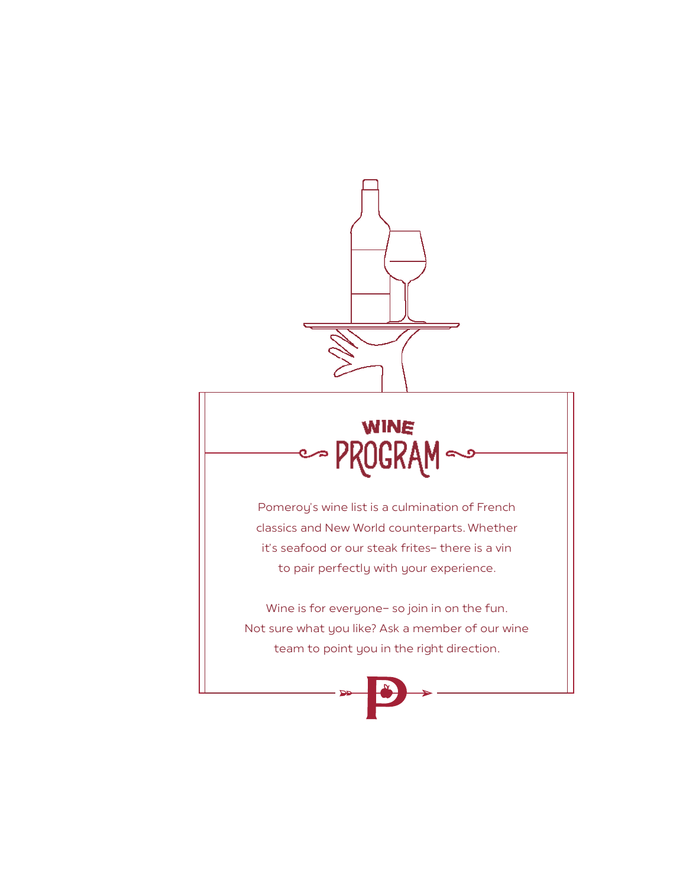# WINE PROGRAM

Pomeroy's wine list is a culmination of French classics and New World counterparts. Whether it's seafood or our steak frites– there is a vin to pair perfectly with your experience.

Wine is for everyone– so join in on the fun. Not sure what you like? Ask a member of our wine team to point you in the right direction.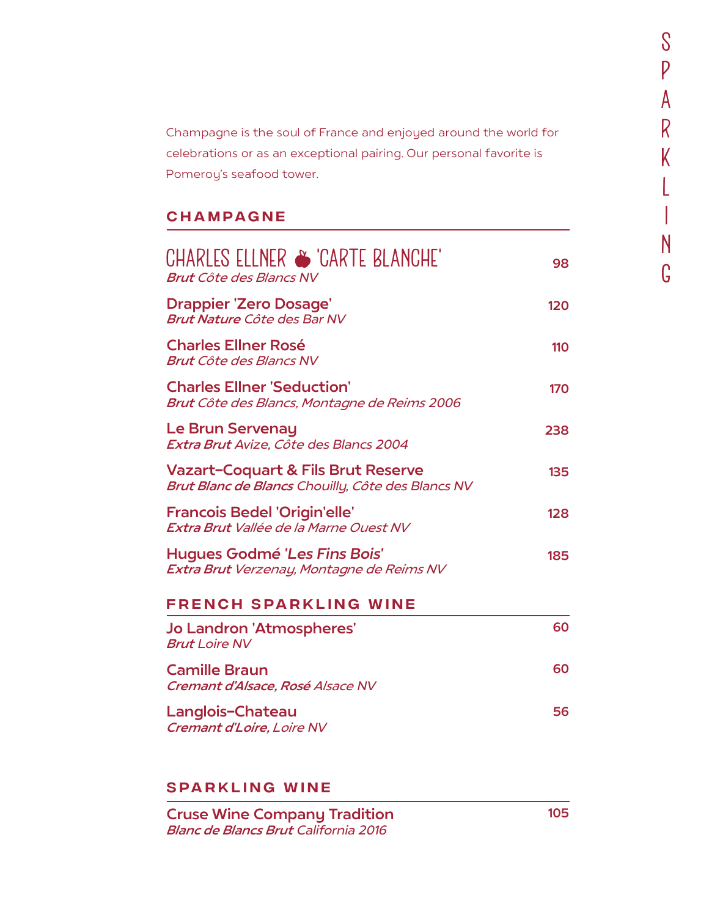# SPARKLING

Champagne is the soul of France and enjoyed around the world for celebrations or as an exceptional pairing. Our personal favorite is Pomeroy's seafood tower.

## CHAMPAGNE

**CHARLES ELLNER 'CARTE BLANCHE'** — 98
***Brut*** *Côte des Blancs NV*

**Drappier 'Zero Dosage'** — 120
***Brut Nature*** *Côte des Bar NV*

**Charles Ellner Rosé** — 110
***Brut*** *Côte des Blancs NV*

**Charles Ellner 'Seduction'** — 170
***Brut*** *Côte des Blancs, Montagne de Reims 2006*

**Le Brun Servenay** — 238
***Extra Brut*** *Avize, Côte des Blancs 2004*

**Vazart-Coquart & Fils Brut Reserve** — 135
***Brut Blanc de Blancs*** *Chouilly, Côte des Blancs NV*

**Francois Bedel 'Origin'elle'** — 128
***Extra Brut*** *Vallée de la Marne Ouest NV*

**Hugues Godmé '*Les Fins Bois*'** — 185
***Extra Brut*** *Verzenay, Montagne de Reims NV*

## FRENCH SPARKLING WINE

**Jo Landron 'Atmospheres'** — 60
***Brut*** *Loire NV*

**Camille Braun** — 60
***Cremant d'Alsace, Rosé*** *Alsace NV*

**Langlois-Chateau** — 56
***Cremant d'Loire,*** *Loire NV*

## SPARKLING WINE

**Cruse Wine Company Tradition** — 105
***Blanc de Blancs Brut*** *California 2016*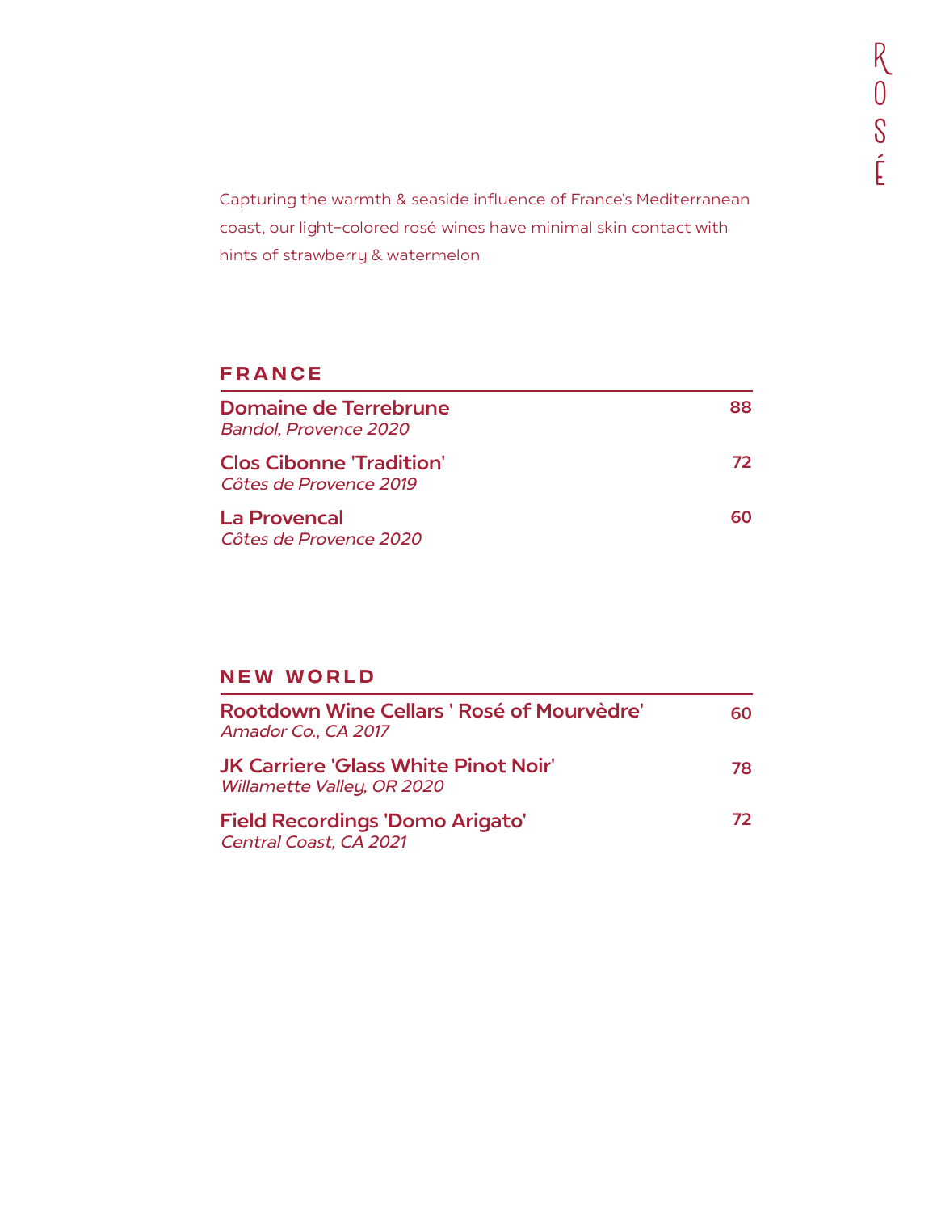# ROSÉ

Capturing the warmth & seaside influence of France's Mediterranean coast, our light-colored rosé wines have minimal skin contact with hints of strawberry & watermelon

## FRANCE

**Domaine de Terrebrune** — 88
*Bandol, Provence 2020*

**Clos Cibonne 'Tradition'** — 72
*Côtes de Provence 2019*

**La Provencal** — 60
*Côtes de Provence 2020*

## NEW WORLD

**Rootdown Wine Cellars ' Rosé of Mourvèdre'** — 60
*Amador Co., CA 2017*

**JK Carriere 'Glass White Pinot Noir'** — 78
*Willamette Valley, OR 2020*

**Field Recordings 'Domo Arigato'** — 72
*Central Coast, CA 2021*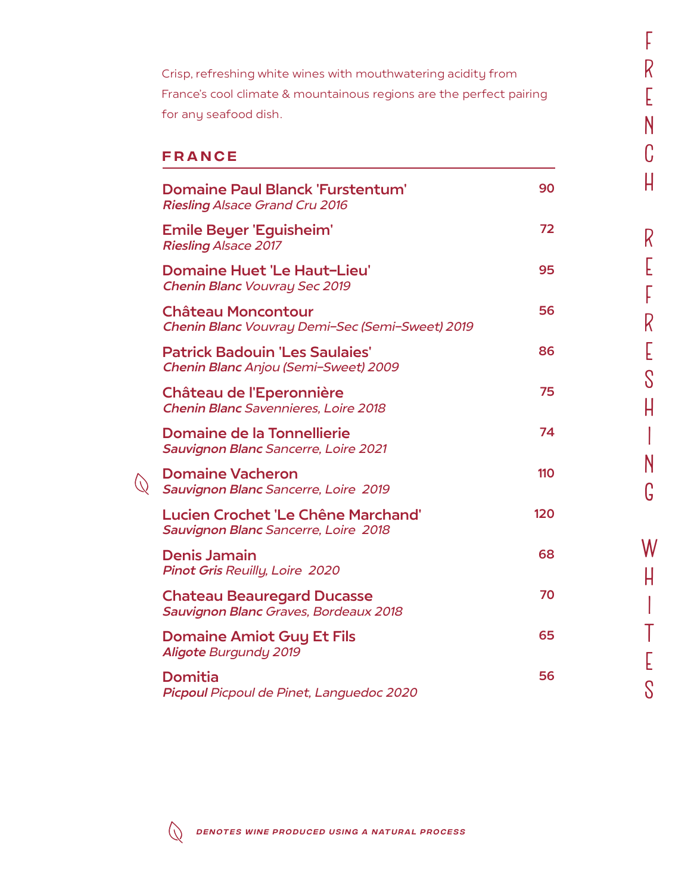# FRENCH REFRESHING WHITES

Crisp, refreshing white wines with mouthwatering acidity from France's cool climate & mountainous regions are the perfect pairing for any seafood dish.

## FRANCE

**Domaine Paul Blanck 'Furstentum'** — 90
***Riesling*** *Alsace Grand Cru 2016*

**Emile Beyer 'Eguisheim'** — 72
***Riesling*** *Alsace 2017*

**Domaine Huet 'Le Haut-Lieu'** — 95
***Chenin Blanc*** *Vouvray Sec 2019*

**Château Moncontour** — 56
***Chenin Blanc*** *Vouvray Demi-Sec (Semi-Sweet) 2019*

**Patrick Badouin 'Les Saulaies'** — 86
***Chenin Blanc*** *Anjou (Semi-Sweet) 2009*

**Château de l'Eperonnière** — 75
***Chenin Blanc*** *Savennieres, Loire 2018*

**Domaine de la Tonnellierie** — 74
***Sauvignon Blanc*** *Sancerre, Loire 2021*

**Domaine Vacheron** (natural process) — 110
***Sauvignon Blanc*** *Sancerre, Loire 2019*

**Lucien Crochet 'Le Chêne Marchand'** — 120
***Sauvignon Blanc*** *Sancerre, Loire 2018*

**Denis Jamain** — 68
***Pinot Gris*** *Reuilly, Loire 2020*

**Chateau Beauregard Ducasse** — 70
***Sauvignon Blanc*** *Graves, Bordeaux 2018*

**Domaine Amiot Guy Et Fils** — 65
***Aligote*** *Burgundy 2019*

**Domitia** — 56
***Picpoul*** *Picpoul de Pinet, Languedoc 2020*

***DENOTES WINE PRODUCED USING A NATURAL PROCESS***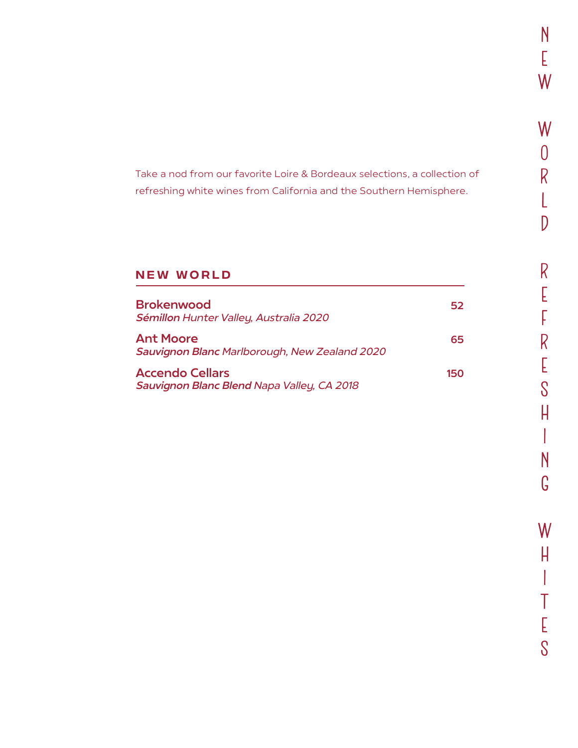# NEW WORLD REFRESHING WHITES

Take a nod from our favorite Loire & Bordeaux selections, a collection of refreshing white wines from California and the Southern Hemisphere.

## NEW WORLD

**Brokenwood** — **52**
***Sémillon*** *Hunter Valley, Australia 2020*

**Ant Moore** — **65**
***Sauvignon Blanc*** *Marlborough, New Zealand 2020*

**Accendo Cellars** — **150**
***Sauvignon Blanc Blend*** *Napa Valley, CA 2018*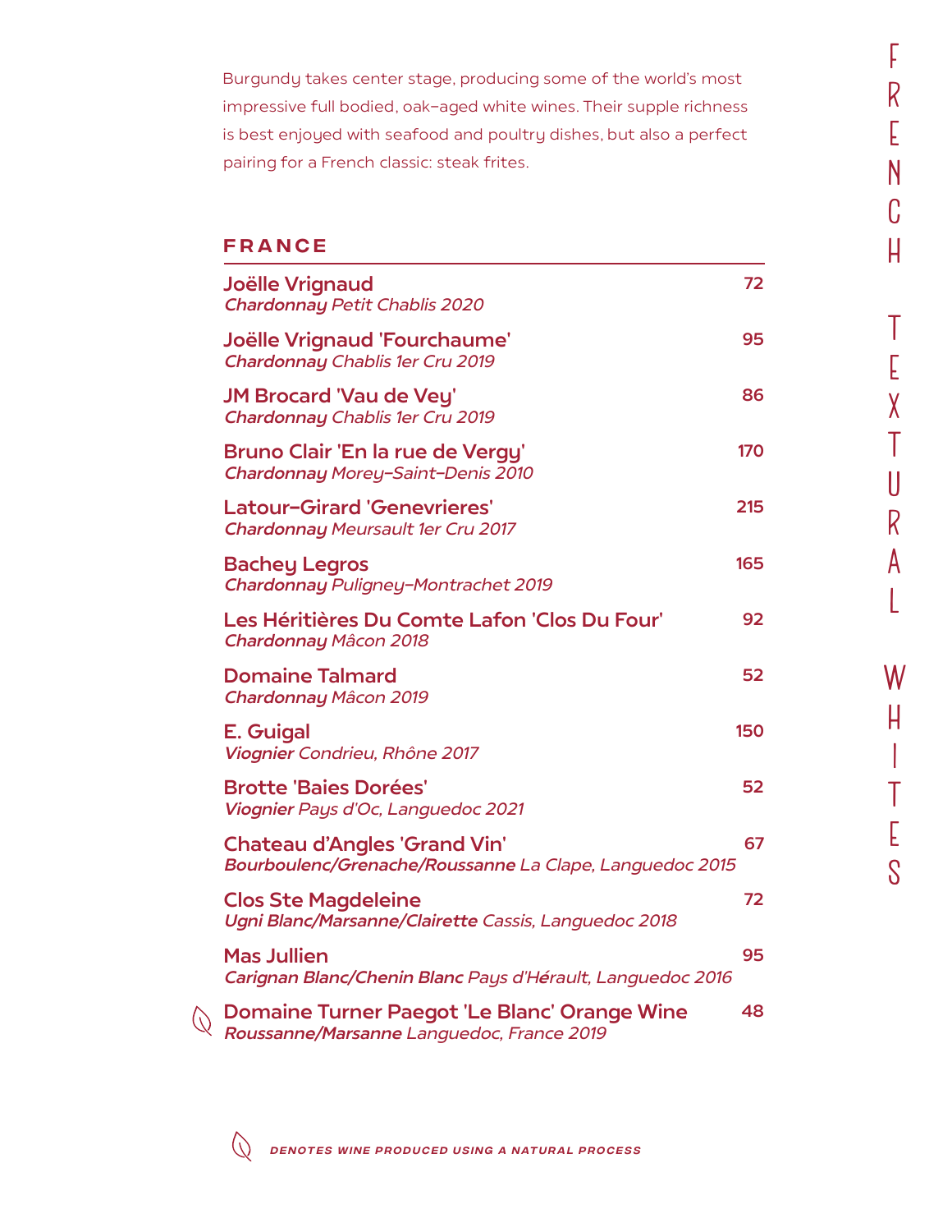# FRENCH TEXTURAL WHITES

Burgundy takes center stage, producing some of the world's most impressive full bodied, oak-aged white wines. Their supple richness is best enjoyed with seafood and poultry dishes, but also a perfect pairing for a French classic: steak frites.

## FRANCE

**Joëlle Vrignaud** — 72
***Chardonnay*** *Petit Chablis 2020*

**Joëlle Vrignaud 'Fourchaume'** — 95
***Chardonnay*** *Chablis 1er Cru 2019*

**JM Brocard 'Vau de Vey'** — 86
***Chardonnay*** *Chablis 1er Cru 2019*

**Bruno Clair 'En la rue de Vergy'** — 170
***Chardonnay*** *Morey-Saint-Denis 2010*

**Latour-Girard 'Genevrieres'** — 215
***Chardonnay*** *Meursault 1er Cru 2017*

**Bachey Legros** — 165
***Chardonnay*** *Puligney-Montrachet 2019*

**Les Héritières Du Comte Lafon 'Clos Du Four'** — 92
***Chardonnay*** *Mâcon 2018*

**Domaine Talmard** — 52
***Chardonnay*** *Mâcon 2019*

**E. Guigal** — 150
***Viognier*** *Condrieu, Rhône 2017*

**Brotte 'Baies Dorées'** — 52
***Viognier*** *Pays d'Oc, Languedoc 2021*

**Chateau d'Angles 'Grand Vin'** — 67
***Bourboulenc/Grenache/Roussanne*** *La Clape, Languedoc 2015*

**Clos Ste Magdeleine** — 72
***Ugni Blanc/Marsanne/Clairette*** *Cassis, Languedoc 2018*

**Mas Jullien** — 95
***Carignan Blanc/Chenin Blanc*** *Pays d'Hérault, Languedoc 2016*

🍃 **Domaine Turner Paegot 'Le Blanc' Orange Wine** — 48
***Roussanne/Marsanne*** *Languedoc, France 2019*

🍃 *DENOTES WINE PRODUCED USING A NATURAL PROCESS*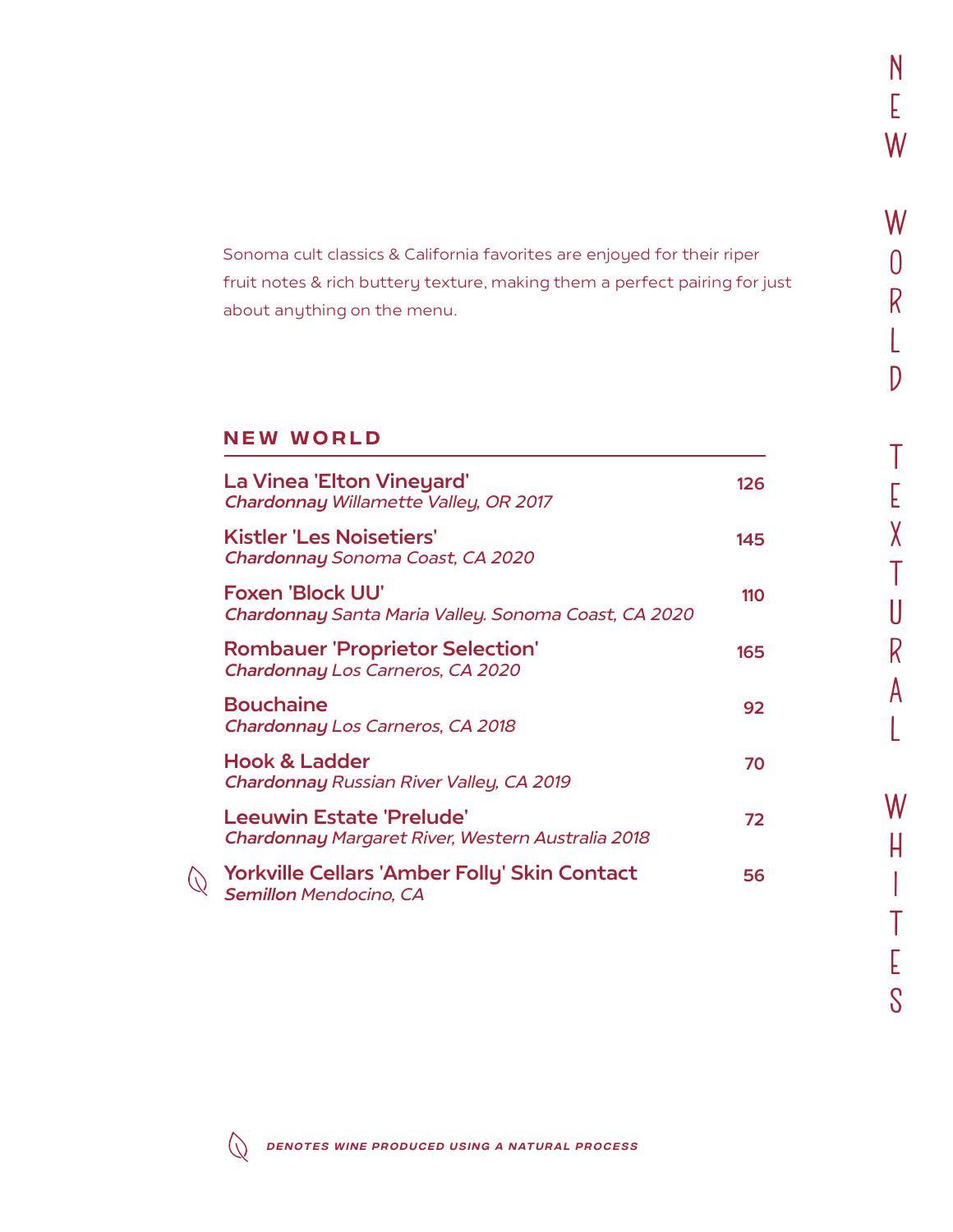# NEW WORLD TEXTURAL WHITES

Sonoma cult classics & California favorites are enjoyed for their riper fruit notes & rich buttery texture, making them a perfect pairing for just about anything on the menu.

## NEW WORLD

**La Vinea 'Elton Vineyard'** — 126
***Chardonnay*** *Willamette Valley, OR 2017*

**Kistler 'Les Noisetiers'** — 145
***Chardonnay*** *Sonoma Coast, CA 2020*

**Foxen 'Block UU'** — 110
***Chardonnay*** *Santa Maria Valley. Sonoma Coast, CA 2020*

**Rombauer 'Proprietor Selection'** — 165
***Chardonnay*** *Los Carneros, CA 2020*

**Bouchaine** — 92
***Chardonnay*** *Los Carneros, CA 2018*

**Hook & Ladder** — 70
***Chardonnay*** *Russian River Valley, CA 2019*

**Leeuwin Estate 'Prelude'** — 72
***Chardonnay*** *Margaret River, Western Australia 2018*

🍃 **Yorkville Cellars 'Amber Folly' Skin Contact** — 56
***Semillon*** *Mendocino, CA*

🍃 ***DENOTES WINE PRODUCED USING A NATURAL PROCESS***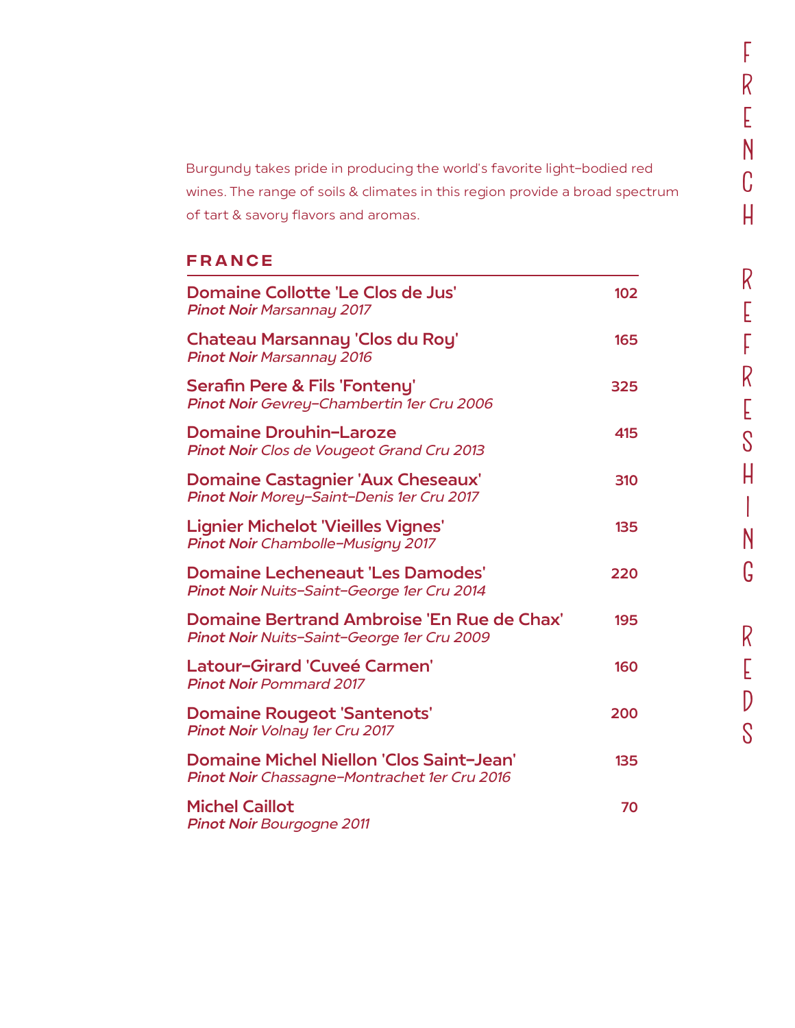# FRENCH REFRESHING REDS

Burgundy takes pride in producing the world's favorite light-bodied red wines. The range of soils & climates in this region provide a broad spectrum of tart & savory flavors and aromas.

## FRANCE

**Domaine Collotte 'Le Clos de Jus'** — 102
***Pinot Noir*** *Marsannay 2017*

**Chateau Marsannay 'Clos du Roy'** — 165
***Pinot Noir*** *Marsannay 2016*

**Serafin Pere & Fils 'Fonteny'** — 325
***Pinot Noir*** *Gevrey-Chambertin 1er Cru 2006*

**Domaine Drouhin-Laroze** — 415
***Pinot Noir*** *Clos de Vougeot Grand Cru 2013*

**Domaine Castagnier 'Aux Cheseaux'** — 310
***Pinot Noir*** *Morey-Saint-Denis 1er Cru 2017*

**Lignier Michelot 'Vieilles Vignes'** — 135
***Pinot Noir*** *Chambolle-Musigny 2017*

**Domaine Lecheneaut 'Les Damodes'** — 220
***Pinot Noir*** *Nuits-Saint-George 1er Cru 2014*

**Domaine Bertrand Ambroise 'En Rue de Chax'** — 195
***Pinot Noir*** *Nuits-Saint-George 1er Cru 2009*

**Latour-Girard 'Cuveé Carmen'** — 160
***Pinot Noir*** *Pommard 2017*

**Domaine Rougeot 'Santenots'** — 200
***Pinot Noir*** *Volnay 1er Cru 2017*

**Domaine Michel Niellon 'Clos Saint-Jean'** — 135
***Pinot Noir*** *Chassagne-Montrachet 1er Cru 2016*

**Michel Caillot** — 70
***Pinot Noir*** *Bourgogne 2011*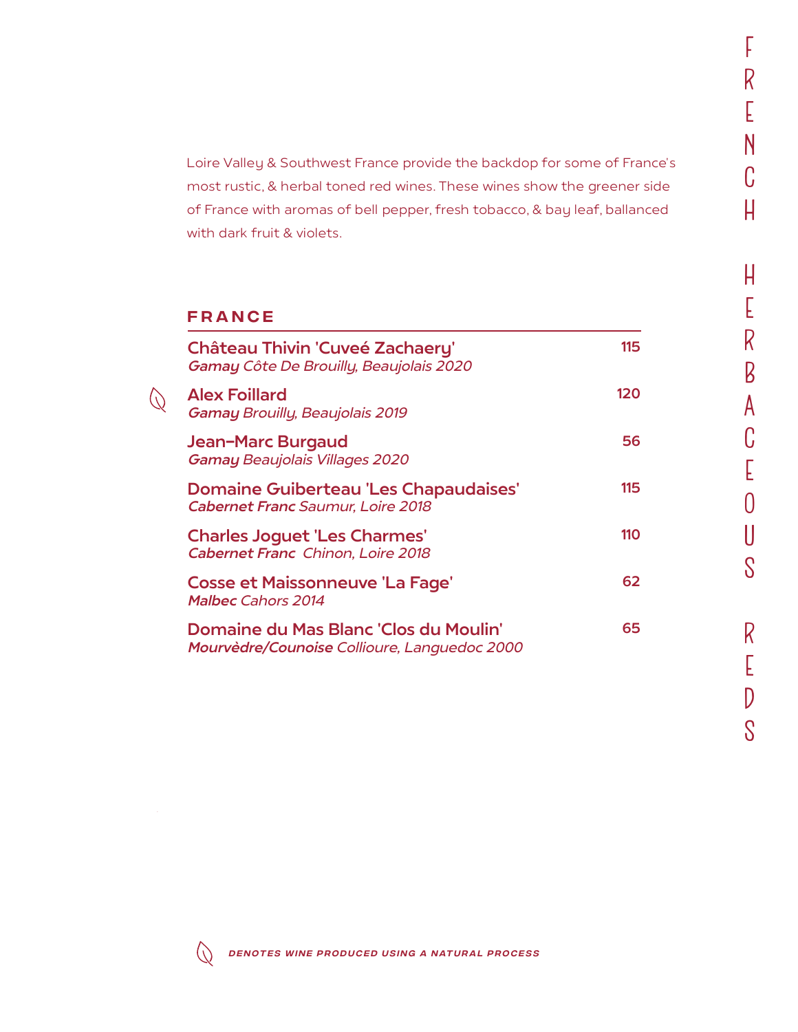# FRENCH HERBACEOUS REDS

Loire Valley & Southwest France provide the backdop for some of France's most rustic, & herbal toned red wines. These wines show the greener side of France with aromas of bell pepper, fresh tobacco, & bay leaf, ballanced with dark fruit & violets.

## FRANCE

**Château Thivin 'Cuveé Zachaery'** — 115
***Gamay*** *Côte De Brouilly, Beaujolais 2020*

**Alex Foillard** (natural) — 120
***Gamay*** *Brouilly, Beaujolais 2019*

**Jean-Marc Burgaud** — 56
***Gamay*** *Beaujolais Villages 2020*

**Domaine Guiberteau 'Les Chapaudaises'** — 115
***Cabernet Franc*** *Saumur, Loire 2018*

**Charles Joguet 'Les Charmes'** — 110
***Cabernet Franc*** *Chinon, Loire 2018*

**Cosse et Maissonneuve 'La Fage'** — 62
***Malbec*** *Cahors 2014*

**Domaine du Mas Blanc 'Clos du Moulin'** — 65
***Mourvèdre/Counoise*** *Collioure, Languedoc 2000*

***DENOTES WINE PRODUCED USING A NATURAL PROCESS***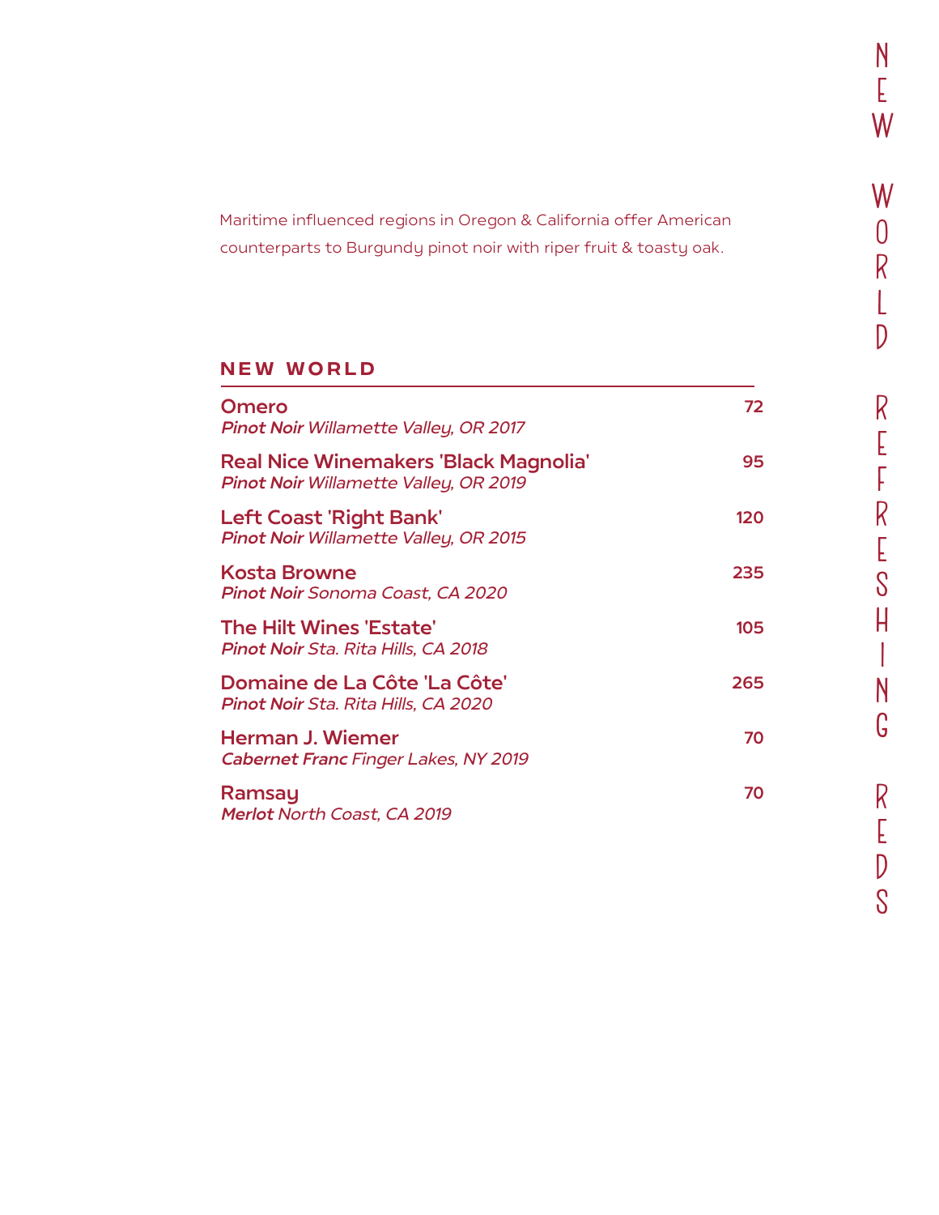# NEW WORLD REFRESHING REDS

Maritime influenced regions in Oregon & California offer American counterparts to Burgundy pinot noir with riper fruit & toasty oak.

## NEW WORLD

**Omero** — 72
***Pinot Noir*** *Willamette Valley, OR 2017*

**Real Nice Winemakers 'Black Magnolia'** — 95
***Pinot Noir*** *Willamette Valley, OR 2019*

**Left Coast 'Right Bank'** — 120
***Pinot Noir*** *Willamette Valley, OR 2015*

**Kosta Browne** — 235
***Pinot Noir*** *Sonoma Coast, CA 2020*

**The Hilt Wines 'Estate'** — 105
***Pinot Noir*** *Sta. Rita Hills, CA 2018*

**Domaine de La Côte 'La Côte'** — 265
***Pinot Noir*** *Sta. Rita Hills, CA 2020*

**Herman J. Wiemer** — 70
***Cabernet Franc*** *Finger Lakes, NY 2019*

**Ramsay** — 70
***Merlot*** *North Coast, CA 2019*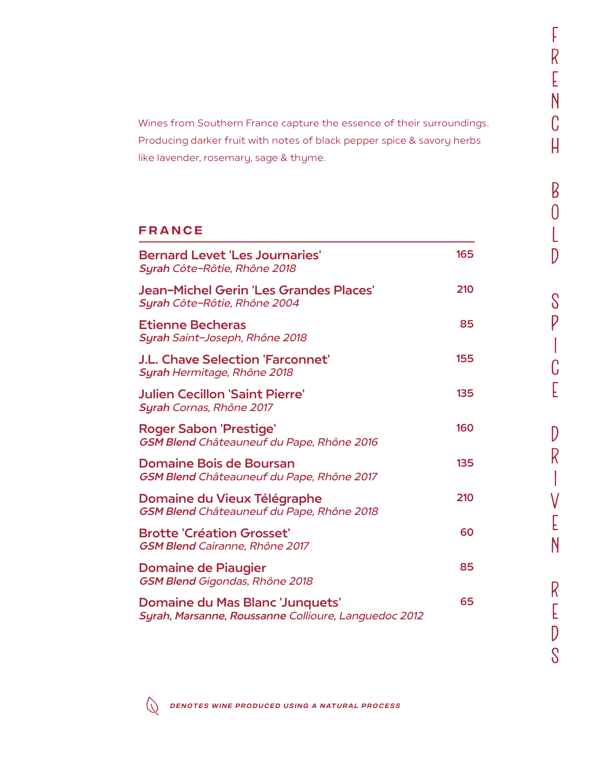# FRENCH BOLD SPICE DRIVEN REDS

Wines from Southern France capture the essence of their surroundings. Producing darker fruit with notes of black pepper spice & savory herbs like lavender, rosemary, sage & thyme.

## FRANCE

**Bernard Levet 'Les Journaries'** — 165
***Syrah*** *Côte-Rôtie, Rhône 2018*

**Jean-Michel Gerin 'Les Grandes Places'** — 210
***Syrah*** *Côte-Rôtie, Rhône 2004*

**Etienne Becheras** — 85
***Syrah*** *Saint-Joseph, Rhône 2018*

**J.L. Chave Selection 'Farconnet'** — 155
***Syrah*** *Hermitage, Rhône 2018*

**Julien Cecillon 'Saint Pierre'** — 135
***Syrah*** *Cornas, Rhône 2017*

**Roger Sabon 'Prestige'** — 160
***GSM Blend*** *Châteauneuf du Pape, Rhône 2016*

**Domaine Bois de Boursan** — 135
***GSM Blend*** *Châteauneuf du Pape, Rhône 2017*

**Domaine du Vieux Télégraphe** — 210
***GSM Blend*** *Châteauneuf du Pape, Rhône 2018*

**Brotte 'Création Grosset'** — 60
***GSM Blend*** *Cairanne, Rhône 2017*

**Domaine de Piaugier** — 85
***GSM Blend*** *Gigondas, Rhône 2018*

**Domaine du Mas Blanc 'Junquets'** — 65
***Syrah, Marsanne, Roussanne*** *Collioure, Languedoc 2012*

***DENOTES WINE PRODUCED USING A NATURAL PROCESS***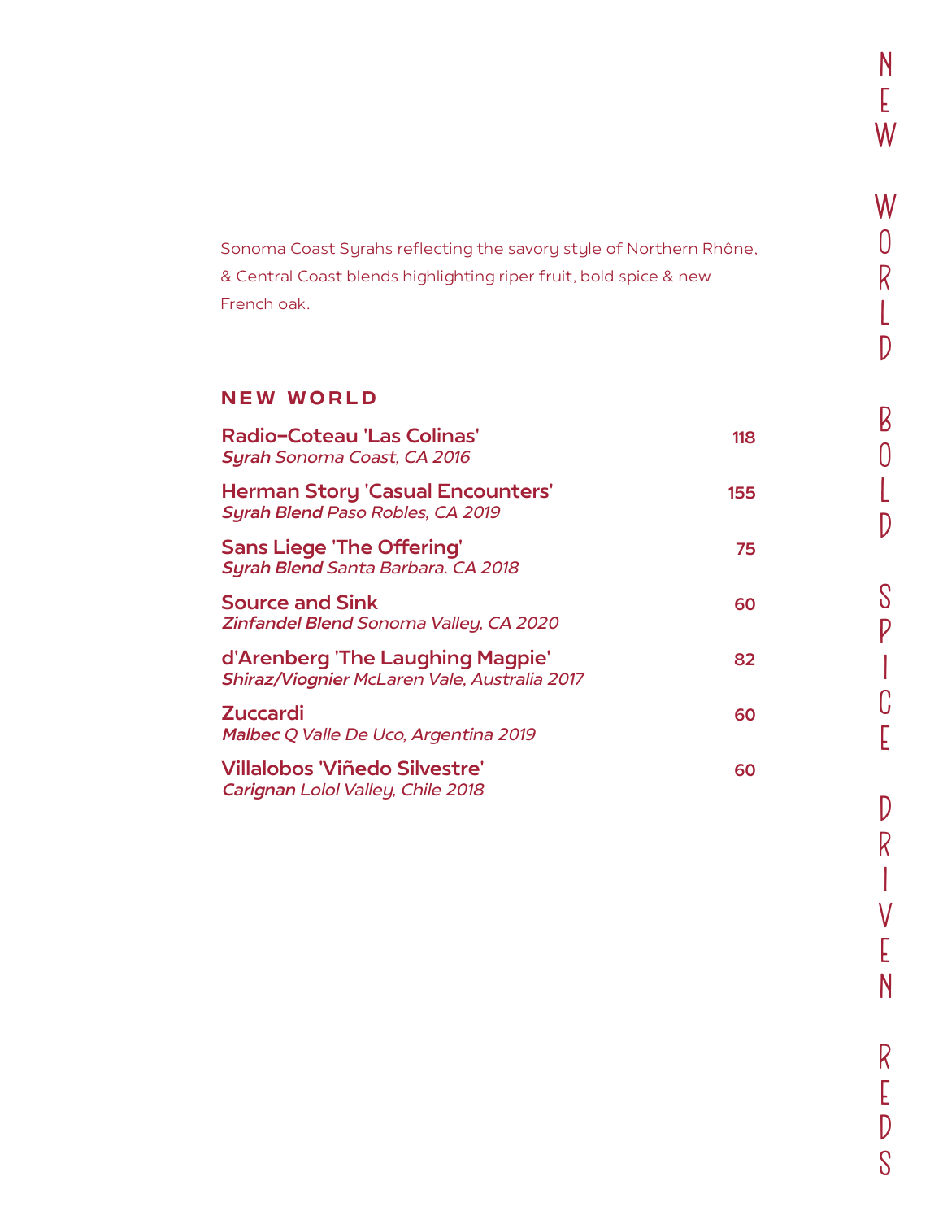# NEW WORLD BOLD SPICE DRIVEN REDS

Sonoma Coast Syrahs reflecting the savory style of Northern Rhône, & Central Coast blends highlighting riper fruit, bold spice & new French oak.

## NEW WORLD

**Radio–Coteau 'Las Colinas'** — 118
***Syrah*** *Sonoma Coast, CA 2016*

**Herman Story 'Casual Encounters'** — 155
***Syrah Blend*** *Paso Robles, CA 2019*

**Sans Liege 'The Offering'** — 75
***Syrah Blend*** *Santa Barbara. CA 2018*

**Source and Sink** — 60
***Zinfandel Blend*** *Sonoma Valley, CA 2020*

**d'Arenberg 'The Laughing Magpie'** — 82
***Shiraz/Viognier*** *McLaren Vale, Australia 2017*

**Zuccardi** — 60
***Malbec*** *Q Valle De Uco, Argentina 2019*

**Villalobos 'Viñedo Silvestre'** — 60
***Carignan*** *Lolol Valley, Chile 2018*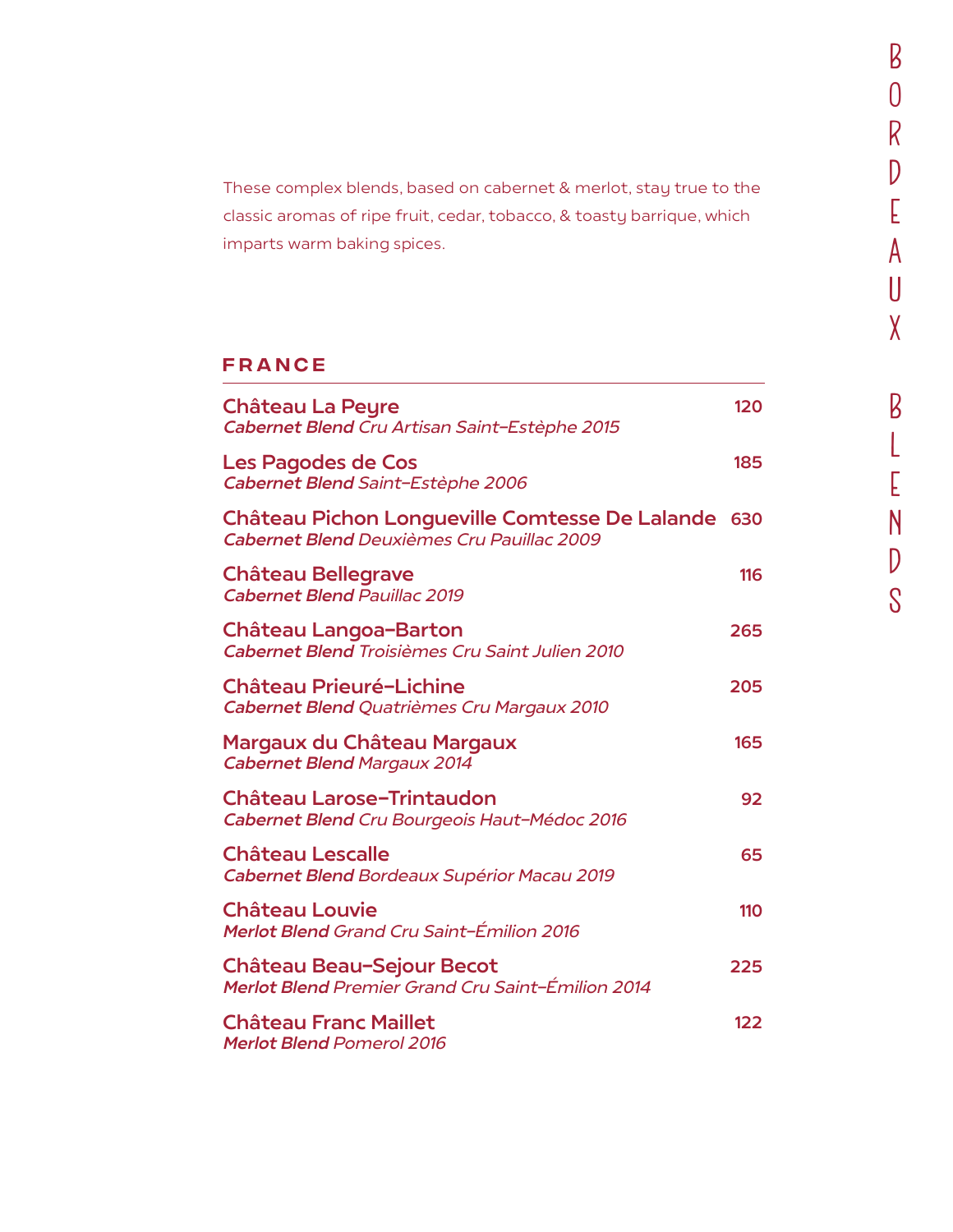# BORDEAUX BLENDS

These complex blends, based on cabernet & merlot, stay true to the classic aromas of ripe fruit, cedar, tobacco, & toasty barrique, which imparts warm baking spices.

## FRANCE

**Château La Peyre** — 120
***Cabernet Blend*** *Cru Artisan Saint-Estèphe 2015*

**Les Pagodes de Cos** — 185
***Cabernet Blend*** *Saint-Estèphe 2006*

**Château Pichon Longueville Comtesse De Lalande** — 630
***Cabernet Blend*** *Deuxièmes Cru Pauillac 2009*

**Château Bellegrave** — 116
***Cabernet Blend*** *Pauillac 2019*

**Château Langoa-Barton** — 265
***Cabernet Blend*** *Troisièmes Cru Saint Julien 2010*

**Château Prieuré-Lichine** — 205
***Cabernet Blend*** *Quatrièmes Cru Margaux 2010*

**Margaux du Château Margaux** — 165
***Cabernet Blend*** *Margaux 2014*

**Château Larose-Trintaudon** — 92
***Cabernet Blend*** *Cru Bourgeois Haut-Médoc 2016*

**Château Lescalle** — 65
***Cabernet Blend*** *Bordeaux Supérior Macau 2019*

**Château Louvie** — 110
***Merlot Blend*** *Grand Cru Saint-Émilion 2016*

**Château Beau-Sejour Becot** — 225
***Merlot Blend*** *Premier Grand Cru Saint-Émilion 2014*

**Château Franc Maillet** — 122
***Merlot Blend*** *Pomerol 2016*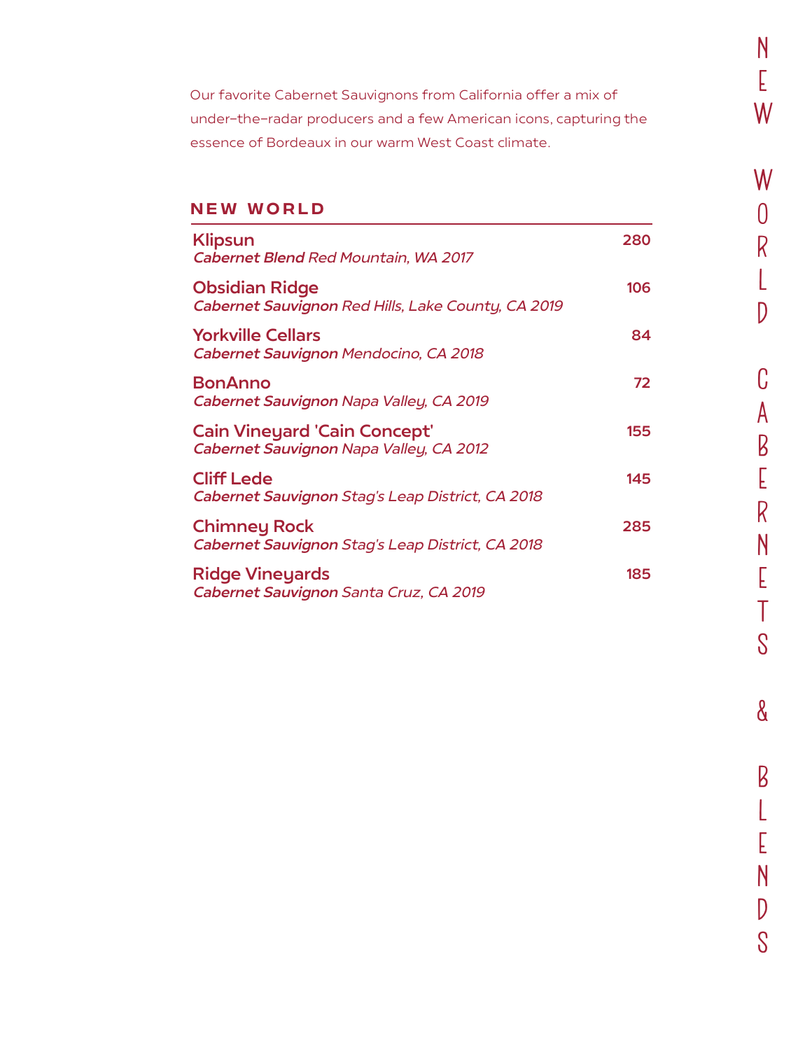Our favorite Cabernet Sauvignons from California offer a mix of under-the-radar producers and a few American icons, capturing the essence of Bordeaux in our warm West Coast climate.

## NEW WORLD

**Klipsun** 280
***Cabernet Blend*** *Red Mountain, WA 2017*

**Obsidian Ridge** 106
***Cabernet Sauvignon*** *Red Hills, Lake County, CA 2019*

**Yorkville Cellars** 84
***Cabernet Sauvignon*** *Mendocino, CA 2018*

**BonAnno** 72
***Cabernet Sauvignon*** *Napa Valley, CA 2019*

**Cain Vineyard 'Cain Concept'** 155
***Cabernet Sauvignon*** *Napa Valley, CA 2012*

**Cliff Lede** 145
***Cabernet Sauvignon*** *Stag's Leap District, CA 2018*

**Chimney Rock** 285
***Cabernet Sauvignon*** *Stag's Leap District, CA 2018*

**Ridge Vineyards** 185
***Cabernet Sauvignon*** *Santa Cruz, CA 2019*

NEW WORLD CABERNETS & BLENDS